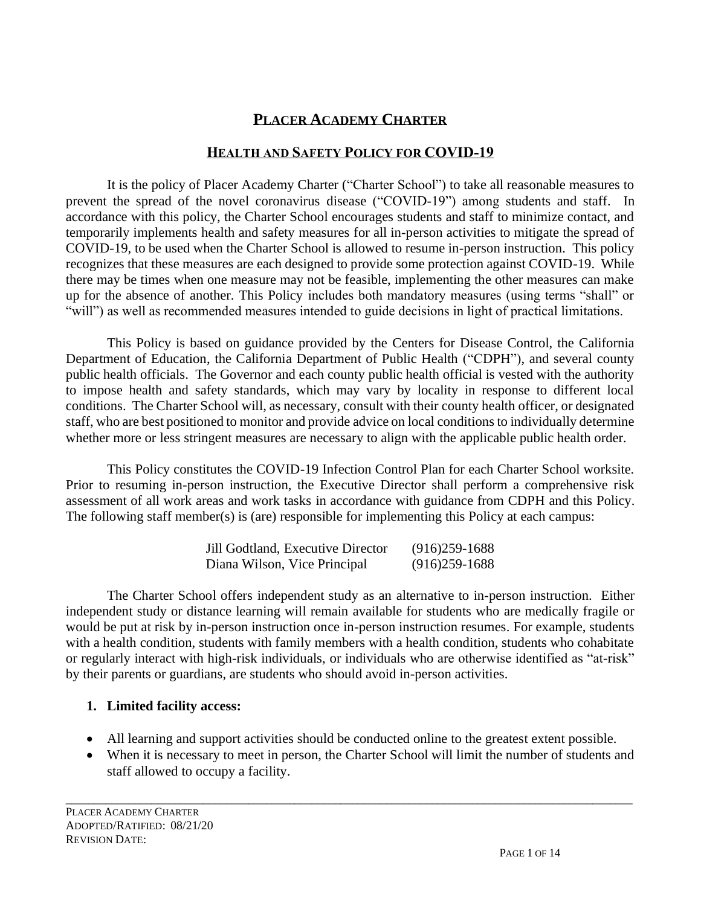# Placer Academy Charter

## Health and Safety Policy for COVID-19

It is the policy of Placer Academy Charter ("Charter School") to take all reasonable measures to prevent the spread of the novel coronavirus disease ("COVID-19") among students and staff. In accordance with this policy, the Charter School encourages students and staff to minimize contact, and temporarily implements health and safety measures for all in-person activities to mitigate the spread of COVID-19, to be used when the Charter School is allowed to resume in-person instruction. This policy recognizes that these measures are each designed to provide some protection against COVID-19. While there may be times when one measure may not be feasible, implementing the other measures can make up for the absence of another. This Policy includes both mandatory measures (using terms "shall" or "will") as well as recommended measures intended to guide decisions in light of practical limitations.

This Policy is based on guidance provided by the Centers for Disease Control, the California Department of Education, the California Department of Public Health ("CDPH"), and several county public health officials. The Governor and each county public health official is vested with the authority to impose health and safety standards, which may vary by locality in response to different local conditions. The Charter School will, as necessary, consult with their county health officer, or designated staff, who are best positioned to monitor and provide advice on local conditions to individually determine whether more or less stringent measures are necessary to align with the applicable public health order.

This Policy constitutes the COVID-19 Infection Control Plan for each Charter School worksite. Prior to resuming in-person instruction, the Executive Director shall perform a comprehensive risk assessment of all work areas and work tasks in accordance with guidance from CDPH and this Policy. The following staff member(s) is (are) responsible for implementing this Policy at each campus:

Jill Godtland, Executive Director (916)259-1688
Diana Wilson, Vice Principal (916)259-1688

The Charter School offers independent study as an alternative to in-person instruction. Either independent study or distance learning will remain available for students who are medically fragile or would be put at risk by in-person instruction once in-person instruction resumes. For example, students with a health condition, students with family members with a health condition, students who cohabitate or regularly interact with high-risk individuals, or individuals who are otherwise identified as "at-risk" by their parents or guardians, are students who should avoid in-person activities.

1. **Limited facility access:**

- All learning and support activities should be conducted online to the greatest extent possible.
- When it is necessary to meet in person, the Charter School will limit the number of students and staff allowed to occupy a facility.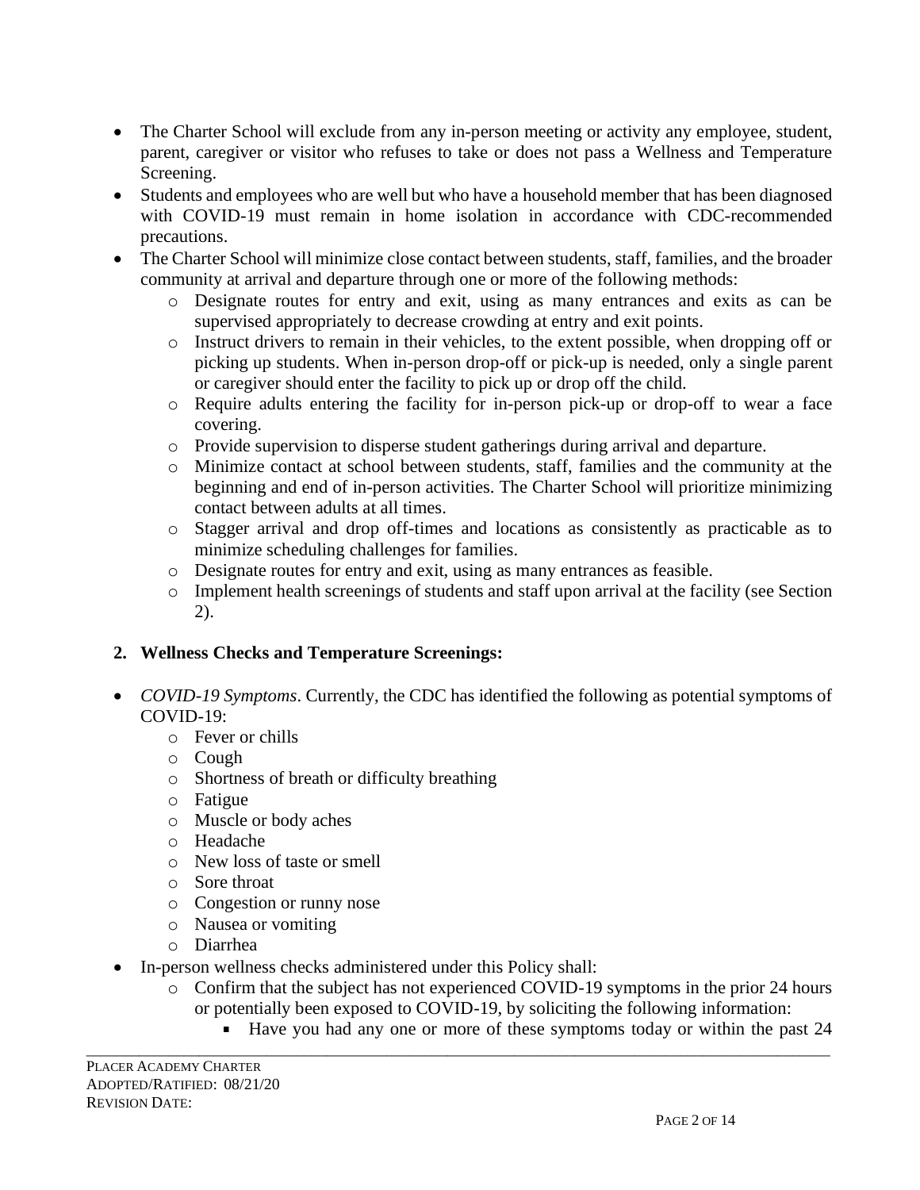- The Charter School will exclude from any in-person meeting or activity any employee, student, parent, caregiver or visitor who refuses to take or does not pass a Wellness and Temperature Screening.
- Students and employees who are well but who have a household member that has been diagnosed with COVID-19 must remain in home isolation in accordance with CDC-recommended precautions.
- The Charter School will minimize close contact between students, staff, families, and the broader community at arrival and departure through one or more of the following methods:
  - Designate routes for entry and exit, using as many entrances and exits as can be supervised appropriately to decrease crowding at entry and exit points.
  - Instruct drivers to remain in their vehicles, to the extent possible, when dropping off or picking up students. When in-person drop-off or pick-up is needed, only a single parent or caregiver should enter the facility to pick up or drop off the child.
  - Require adults entering the facility for in-person pick-up or drop-off to wear a face covering.
  - Provide supervision to disperse student gatherings during arrival and departure.
  - Minimize contact at school between students, staff, families and the community at the beginning and end of in-person activities. The Charter School will prioritize minimizing contact between adults at all times.
  - Stagger arrival and drop off-times and locations as consistently as practicable as to minimize scheduling challenges for families.
  - Designate routes for entry and exit, using as many entrances as feasible.
  - Implement health screenings of students and staff upon arrival at the facility (see Section 2).

## 2. Wellness Checks and Temperature Screenings:

- *COVID-19 Symptoms*. Currently, the CDC has identified the following as potential symptoms of COVID-19:
  - Fever or chills
  - Cough
  - Shortness of breath or difficulty breathing
  - Fatigue
  - Muscle or body aches
  - Headache
  - New loss of taste or smell
  - Sore throat
  - Congestion or runny nose
  - Nausea or vomiting
  - Diarrhea
- In-person wellness checks administered under this Policy shall:
  - Confirm that the subject has not experienced COVID-19 symptoms in the prior 24 hours or potentially been exposed to COVID-19, by soliciting the following information:
    - Have you had any one or more of these symptoms today or within the past 24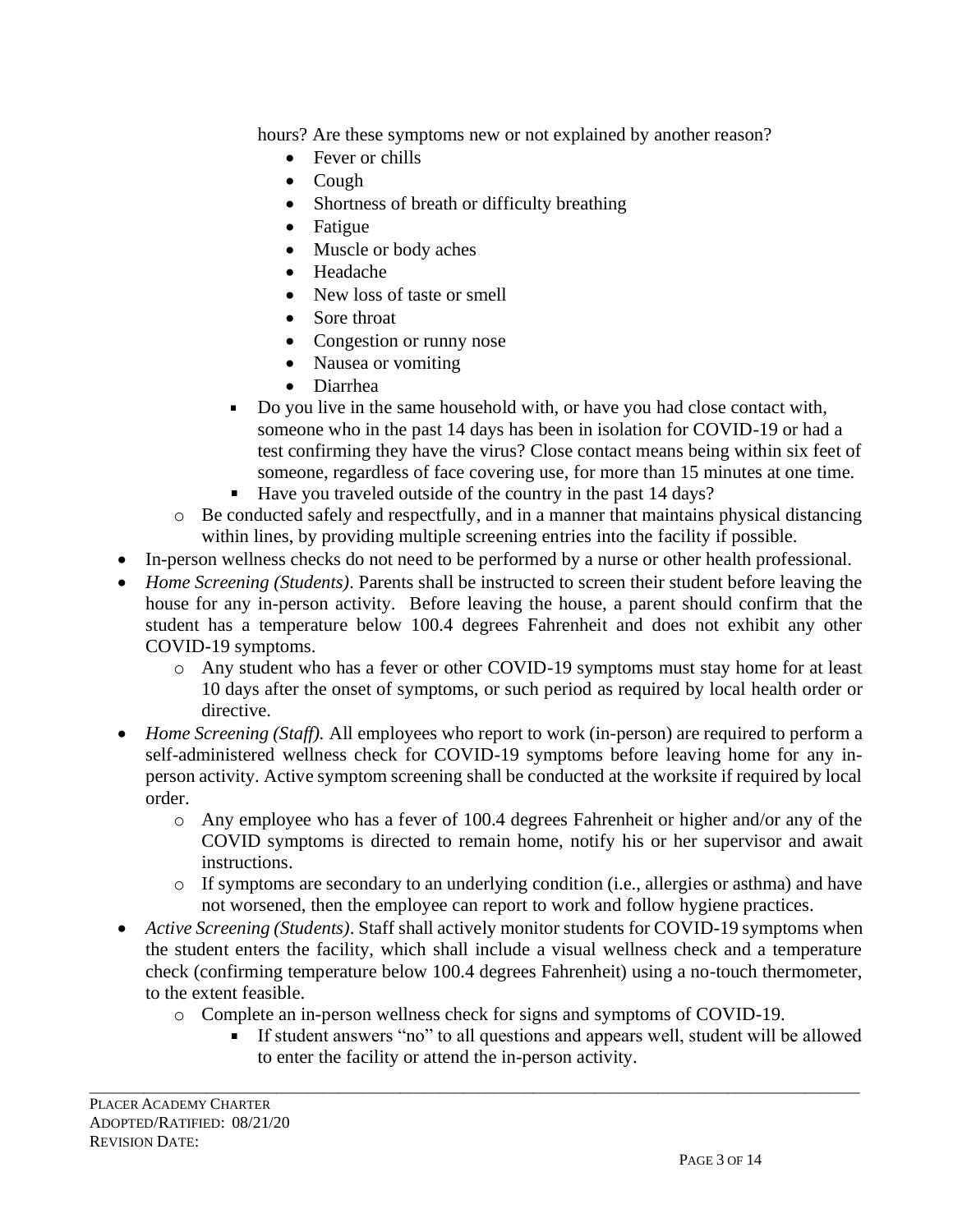hours? Are these symptoms new or not explained by another reason?

            - Fever or chills
            - Cough
            - Shortness of breath or difficulty breathing
            - Fatigue
            - Muscle or body aches
            - Headache
            - New loss of taste or smell
            - Sore throat
            - Congestion or runny nose
            - Nausea or vomiting
            - Diarrhea
        - Do you live in the same household with, or have you had close contact with, someone who in the past 14 days has been in isolation for COVID-19 or had a test confirming they have the virus? Close contact means being within six feet of someone, regardless of face covering use, for more than 15 minutes at one time.
        - Have you traveled outside of the country in the past 14 days?
    - Be conducted safely and respectfully, and in a manner that maintains physical distancing within lines, by providing multiple screening entries into the facility if possible.
- In-person wellness checks do not need to be performed by a nurse or other health professional.
- *Home Screening (Students)*. Parents shall be instructed to screen their student before leaving the house for any in-person activity. Before leaving the house, a parent should confirm that the student has a temperature below 100.4 degrees Fahrenheit and does not exhibit any other COVID-19 symptoms.
    - Any student who has a fever or other COVID-19 symptoms must stay home for at least 10 days after the onset of symptoms, or such period as required by local health order or directive.
- *Home Screening (Staff).* All employees who report to work (in-person) are required to perform a self-administered wellness check for COVID-19 symptoms before leaving home for any in-person activity. Active symptom screening shall be conducted at the worksite if required by local order.
    - Any employee who has a fever of 100.4 degrees Fahrenheit or higher and/or any of the COVID symptoms is directed to remain home, notify his or her supervisor and await instructions.
    - If symptoms are secondary to an underlying condition (i.e., allergies or asthma) and have not worsened, then the employee can report to work and follow hygiene practices.
- *Active Screening (Students)*. Staff shall actively monitor students for COVID-19 symptoms when the student enters the facility, which shall include a visual wellness check and a temperature check (confirming temperature below 100.4 degrees Fahrenheit) using a no-touch thermometer, to the extent feasible.
    - Complete an in-person wellness check for signs and symptoms of COVID-19.
        - If student answers "no" to all questions and appears well, student will be allowed to enter the facility or attend the in-person activity.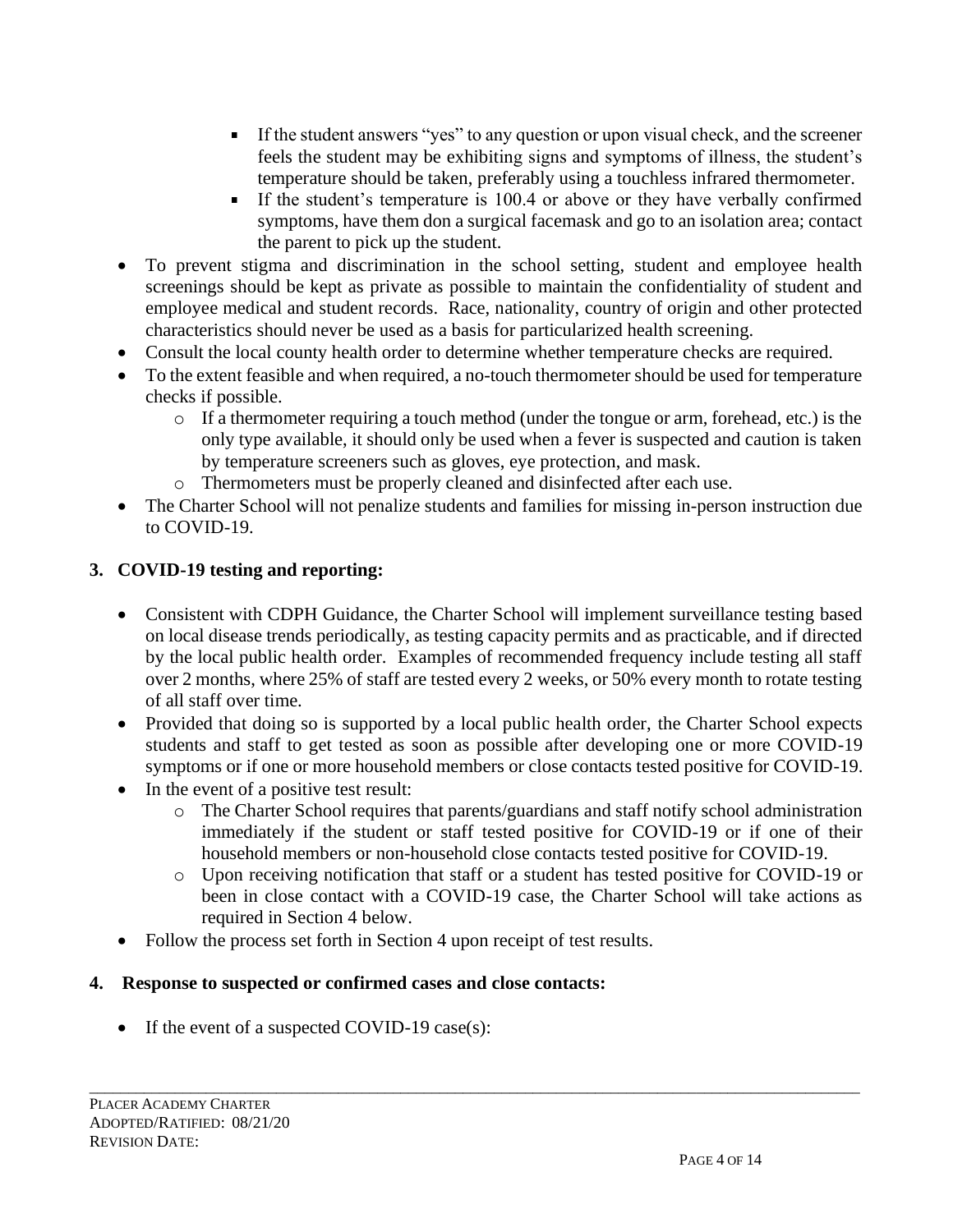- If the student answers "yes" to any question or upon visual check, and the screener feels the student may be exhibiting signs and symptoms of illness, the student's temperature should be taken, preferably using a touchless infrared thermometer.
        - If the student's temperature is 100.4 or above or they have verbally confirmed symptoms, have them don a surgical facemask and go to an isolation area; contact the parent to pick up the student.
- To prevent stigma and discrimination in the school setting, student and employee health screenings should be kept as private as possible to maintain the confidentiality of student and employee medical and student records. Race, nationality, country of origin and other protected characteristics should never be used as a basis for particularized health screening.
- Consult the local county health order to determine whether temperature checks are required.
- To the extent feasible and when required, a no-touch thermometer should be used for temperature checks if possible.
    - If a thermometer requiring a touch method (under the tongue or arm, forehead, etc.) is the only type available, it should only be used when a fever is suspected and caution is taken by temperature screeners such as gloves, eye protection, and mask.
    - Thermometers must be properly cleaned and disinfected after each use.
- The Charter School will not penalize students and families for missing in-person instruction due to COVID-19.

**3. COVID-19 testing and reporting:**

- Consistent with CDPH Guidance, the Charter School will implement surveillance testing based on local disease trends periodically, as testing capacity permits and as practicable, and if directed by the local public health order. Examples of recommended frequency include testing all staff over 2 months, where 25% of staff are tested every 2 weeks, or 50% every month to rotate testing of all staff over time.
- Provided that doing so is supported by a local public health order, the Charter School expects students and staff to get tested as soon as possible after developing one or more COVID-19 symptoms or if one or more household members or close contacts tested positive for COVID-19.
- In the event of a positive test result:
    - The Charter School requires that parents/guardians and staff notify school administration immediately if the student or staff tested positive for COVID-19 or if one of their household members or non-household close contacts tested positive for COVID-19.
    - Upon receiving notification that staff or a student has tested positive for COVID-19 or been in close contact with a COVID-19 case, the Charter School will take actions as required in Section 4 below.
- Follow the process set forth in Section 4 upon receipt of test results.

**4. Response to suspected or confirmed cases and close contacts:**

- If the event of a suspected COVID-19 case(s):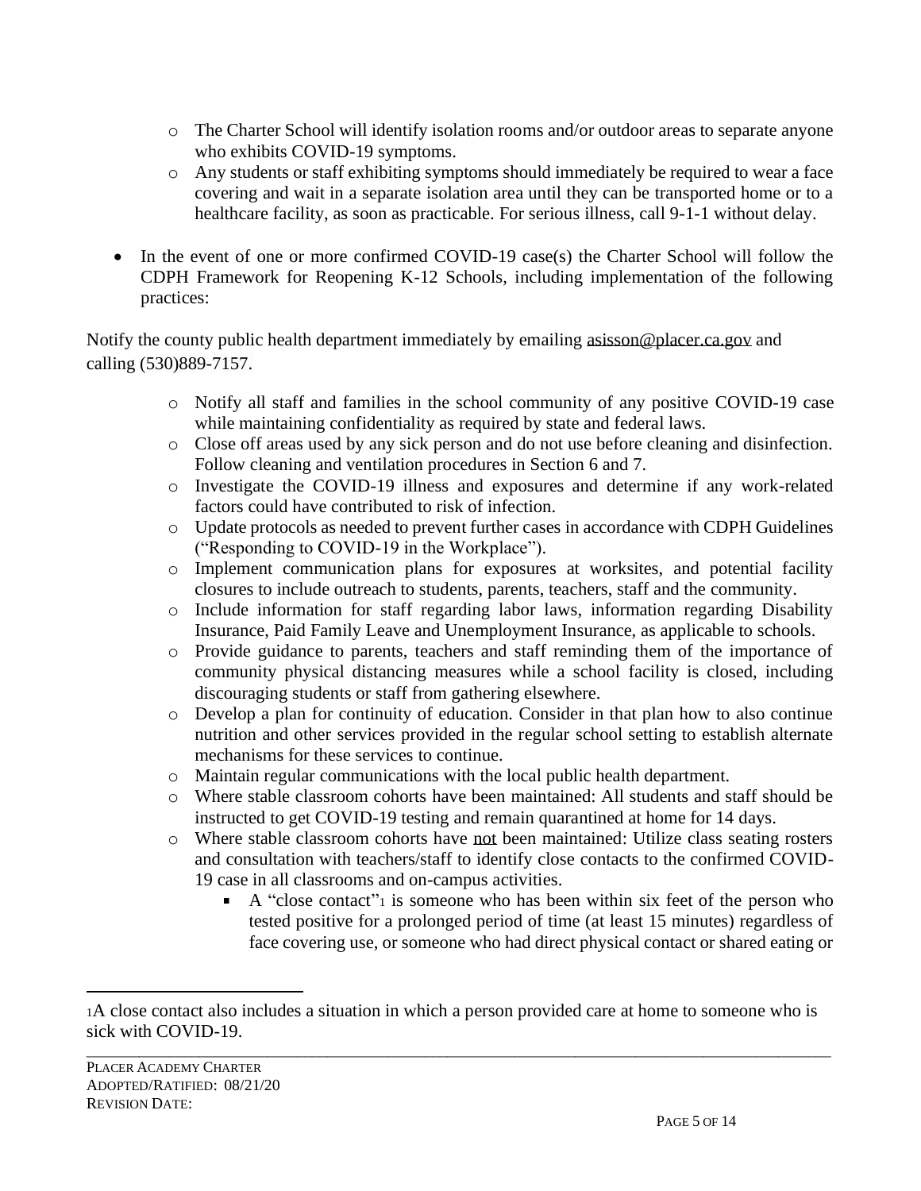- The Charter School will identify isolation rooms and/or outdoor areas to separate anyone who exhibits COVID-19 symptoms.
  - Any students or staff exhibiting symptoms should immediately be required to wear a face covering and wait in a separate isolation area until they can be transported home or to a healthcare facility, as soon as practicable. For serious illness, call 9-1-1 without delay.

- In the event of one or more confirmed COVID-19 case(s) the Charter School will follow the CDPH Framework for Reopening K-12 Schools, including implementation of the following practices:

Notify the county public health department immediately by emailing asisson@placer.ca.gov and calling (530)889-7157.

  - Notify all staff and families in the school community of any positive COVID-19 case while maintaining confidentiality as required by state and federal laws.
  - Close off areas used by any sick person and do not use before cleaning and disinfection. Follow cleaning and ventilation procedures in Section 6 and 7.
  - Investigate the COVID-19 illness and exposures and determine if any work-related factors could have contributed to risk of infection.
  - Update protocols as needed to prevent further cases in accordance with CDPH Guidelines ("Responding to COVID-19 in the Workplace").
  - Implement communication plans for exposures at worksites, and potential facility closures to include outreach to students, parents, teachers, staff and the community.
  - Include information for staff regarding labor laws, information regarding Disability Insurance, Paid Family Leave and Unemployment Insurance, as applicable to schools.
  - Provide guidance to parents, teachers and staff reminding them of the importance of community physical distancing measures while a school facility is closed, including discouraging students or staff from gathering elsewhere.
  - Develop a plan for continuity of education. Consider in that plan how to also continue nutrition and other services provided in the regular school setting to establish alternate mechanisms for these services to continue.
  - Maintain regular communications with the local public health department.
  - Where stable classroom cohorts have been maintained: All students and staff should be instructed to get COVID-19 testing and remain quarantined at home for 14 days.
  - Where stable classroom cohorts have <u>not</u> been maintained: Utilize class seating rosters and consultation with teachers/staff to identify close contacts to the confirmed COVID-19 case in all classrooms and on-campus activities.
    - A "close contact"[1] is someone who has been within six feet of the person who tested positive for a prolonged period of time (at least 15 minutes) regardless of face covering use, or someone who had direct physical contact or shared eating or

---

[1]A close contact also includes a situation in which a person provided care at home to someone who is sick with COVID-19.

PLACER ACADEMY CHARTER
ADOPTED/RATIFIED: 08/21/20
REVISION DATE: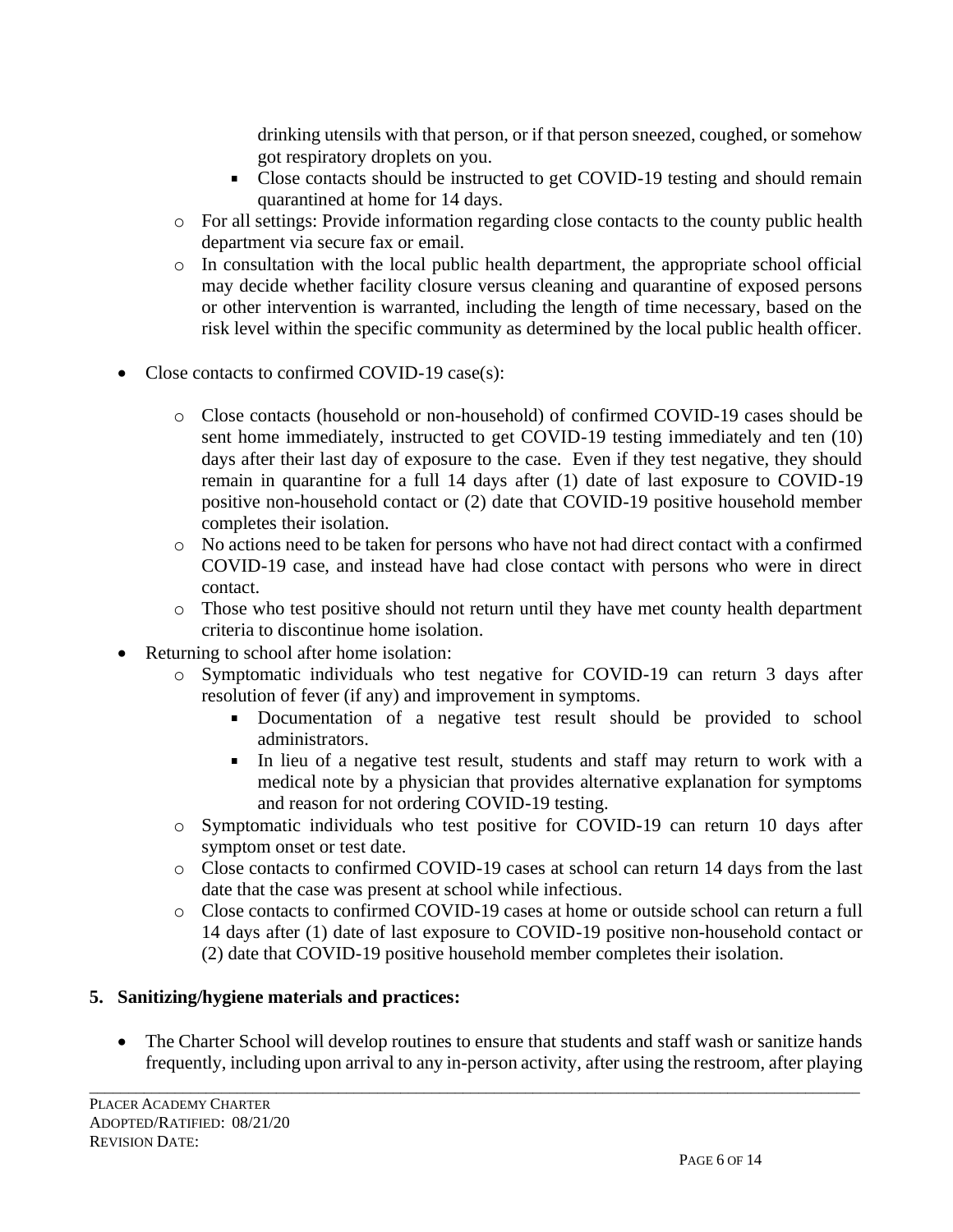- drinking utensils with that person, or if that person sneezed, coughed, or somehow got respiratory droplets on you.
    - Close contacts should be instructed to get COVID-19 testing and should remain quarantined at home for 14 days.
  - For all settings: Provide information regarding close contacts to the county public health department via secure fax or email.
  - In consultation with the local public health department, the appropriate school official may decide whether facility closure versus cleaning and quarantine of exposed persons or other intervention is warranted, including the length of time necessary, based on the risk level within the specific community as determined by the local public health officer.

- Close contacts to confirmed COVID-19 case(s):

  - Close contacts (household or non-household) of confirmed COVID-19 cases should be sent home immediately, instructed to get COVID-19 testing immediately and ten (10) days after their last day of exposure to the case. Even if they test negative, they should remain in quarantine for a full 14 days after (1) date of last exposure to COVID-19 positive non-household contact or (2) date that COVID-19 positive household member completes their isolation.
  - No actions need to be taken for persons who have not had direct contact with a confirmed COVID-19 case, and instead have had close contact with persons who were in direct contact.
  - Those who test positive should not return until they have met county health department criteria to discontinue home isolation.
- Returning to school after home isolation:
  - Symptomatic individuals who test negative for COVID-19 can return 3 days after resolution of fever (if any) and improvement in symptoms.
    - Documentation of a negative test result should be provided to school administrators.
    - In lieu of a negative test result, students and staff may return to work with a medical note by a physician that provides alternative explanation for symptoms and reason for not ordering COVID-19 testing.
  - Symptomatic individuals who test positive for COVID-19 can return 10 days after symptom onset or test date.
  - Close contacts to confirmed COVID-19 cases at school can return 14 days from the last date that the case was present at school while infectious.
  - Close contacts to confirmed COVID-19 cases at home or outside school can return a full 14 days after (1) date of last exposure to COVID-19 positive non-household contact or (2) date that COVID-19 positive household member completes their isolation.

**5. Sanitizing/hygiene materials and practices:**

- The Charter School will develop routines to ensure that students and staff wash or sanitize hands frequently, including upon arrival to any in-person activity, after using the restroom, after playing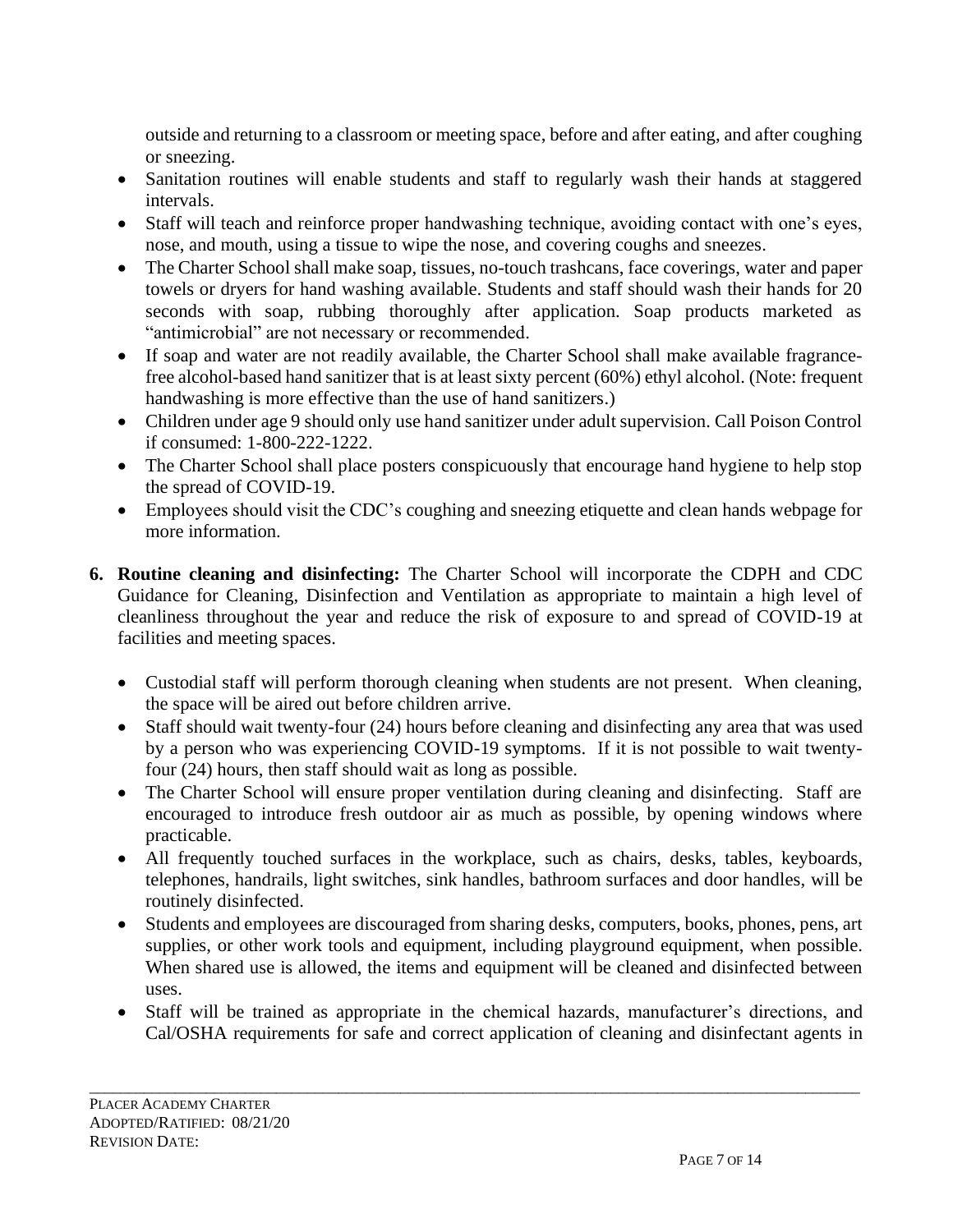outside and returning to a classroom or meeting space, before and after eating, and after coughing or sneezing.

- Sanitation routines will enable students and staff to regularly wash their hands at staggered intervals.
- Staff will teach and reinforce proper handwashing technique, avoiding contact with one's eyes, nose, and mouth, using a tissue to wipe the nose, and covering coughs and sneezes.
- The Charter School shall make soap, tissues, no-touch trashcans, face coverings, water and paper towels or dryers for hand washing available. Students and staff should wash their hands for 20 seconds with soap, rubbing thoroughly after application. Soap products marketed as "antimicrobial" are not necessary or recommended.
- If soap and water are not readily available, the Charter School shall make available fragrance-free alcohol-based hand sanitizer that is at least sixty percent (60%) ethyl alcohol. (Note: frequent handwashing is more effective than the use of hand sanitizers.)
- Children under age 9 should only use hand sanitizer under adult supervision. Call Poison Control if consumed: 1-800-222-1222.
- The Charter School shall place posters conspicuously that encourage hand hygiene to help stop the spread of COVID-19.
- Employees should visit the CDC's coughing and sneezing etiquette and clean hands webpage for more information.

6. **Routine cleaning and disinfecting:** The Charter School will incorporate the CDPH and CDC Guidance for Cleaning, Disinfection and Ventilation as appropriate to maintain a high level of cleanliness throughout the year and reduce the risk of exposure to and spread of COVID-19 at facilities and meeting spaces.

   - Custodial staff will perform thorough cleaning when students are not present. When cleaning, the space will be aired out before children arrive.
   - Staff should wait twenty-four (24) hours before cleaning and disinfecting any area that was used by a person who was experiencing COVID-19 symptoms. If it is not possible to wait twenty-four (24) hours, then staff should wait as long as possible.
   - The Charter School will ensure proper ventilation during cleaning and disinfecting. Staff are encouraged to introduce fresh outdoor air as much as possible, by opening windows where practicable.
   - All frequently touched surfaces in the workplace, such as chairs, desks, tables, keyboards, telephones, handrails, light switches, sink handles, bathroom surfaces and door handles, will be routinely disinfected.
   - Students and employees are discouraged from sharing desks, computers, books, phones, pens, art supplies, or other work tools and equipment, including playground equipment, when possible. When shared use is allowed, the items and equipment will be cleaned and disinfected between uses.
   - Staff will be trained as appropriate in the chemical hazards, manufacturer's directions, and Cal/OSHA requirements for safe and correct application of cleaning and disinfectant agents in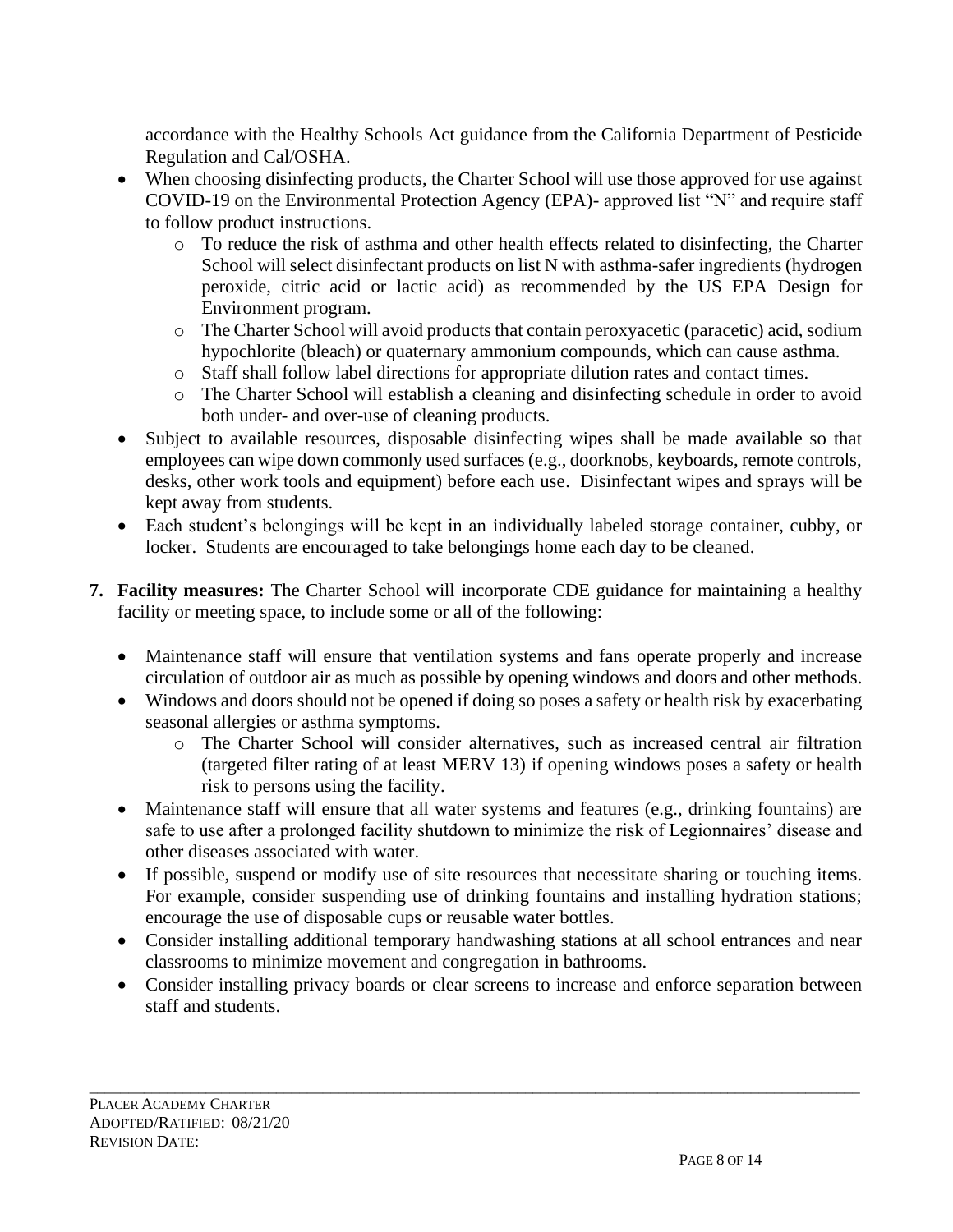accordance with the Healthy Schools Act guidance from the California Department of Pesticide Regulation and Cal/OSHA.

- When choosing disinfecting products, the Charter School will use those approved for use against COVID-19 on the Environmental Protection Agency (EPA)- approved list "N" and require staff to follow product instructions.
  - To reduce the risk of asthma and other health effects related to disinfecting, the Charter School will select disinfectant products on list N with asthma-safer ingredients (hydrogen peroxide, citric acid or lactic acid) as recommended by the US EPA Design for Environment program.
  - The Charter School will avoid products that contain peroxyacetic (paracetic) acid, sodium hypochlorite (bleach) or quaternary ammonium compounds, which can cause asthma.
  - Staff shall follow label directions for appropriate dilution rates and contact times.
  - The Charter School will establish a cleaning and disinfecting schedule in order to avoid both under- and over-use of cleaning products.
- Subject to available resources, disposable disinfecting wipes shall be made available so that employees can wipe down commonly used surfaces (e.g., doorknobs, keyboards, remote controls, desks, other work tools and equipment) before each use. Disinfectant wipes and sprays will be kept away from students.
- Each student's belongings will be kept in an individually labeled storage container, cubby, or locker. Students are encouraged to take belongings home each day to be cleaned.

7. **Facility measures:** The Charter School will incorporate CDE guidance for maintaining a healthy facility or meeting space, to include some or all of the following:

- Maintenance staff will ensure that ventilation systems and fans operate properly and increase circulation of outdoor air as much as possible by opening windows and doors and other methods.
- Windows and doors should not be opened if doing so poses a safety or health risk by exacerbating seasonal allergies or asthma symptoms.
  - The Charter School will consider alternatives, such as increased central air filtration (targeted filter rating of at least MERV 13) if opening windows poses a safety or health risk to persons using the facility.
- Maintenance staff will ensure that all water systems and features (e.g., drinking fountains) are safe to use after a prolonged facility shutdown to minimize the risk of Legionnaires' disease and other diseases associated with water.
- If possible, suspend or modify use of site resources that necessitate sharing or touching items. For example, consider suspending use of drinking fountains and installing hydration stations; encourage the use of disposable cups or reusable water bottles.
- Consider installing additional temporary handwashing stations at all school entrances and near classrooms to minimize movement and congregation in bathrooms.
- Consider installing privacy boards or clear screens to increase and enforce separation between staff and students.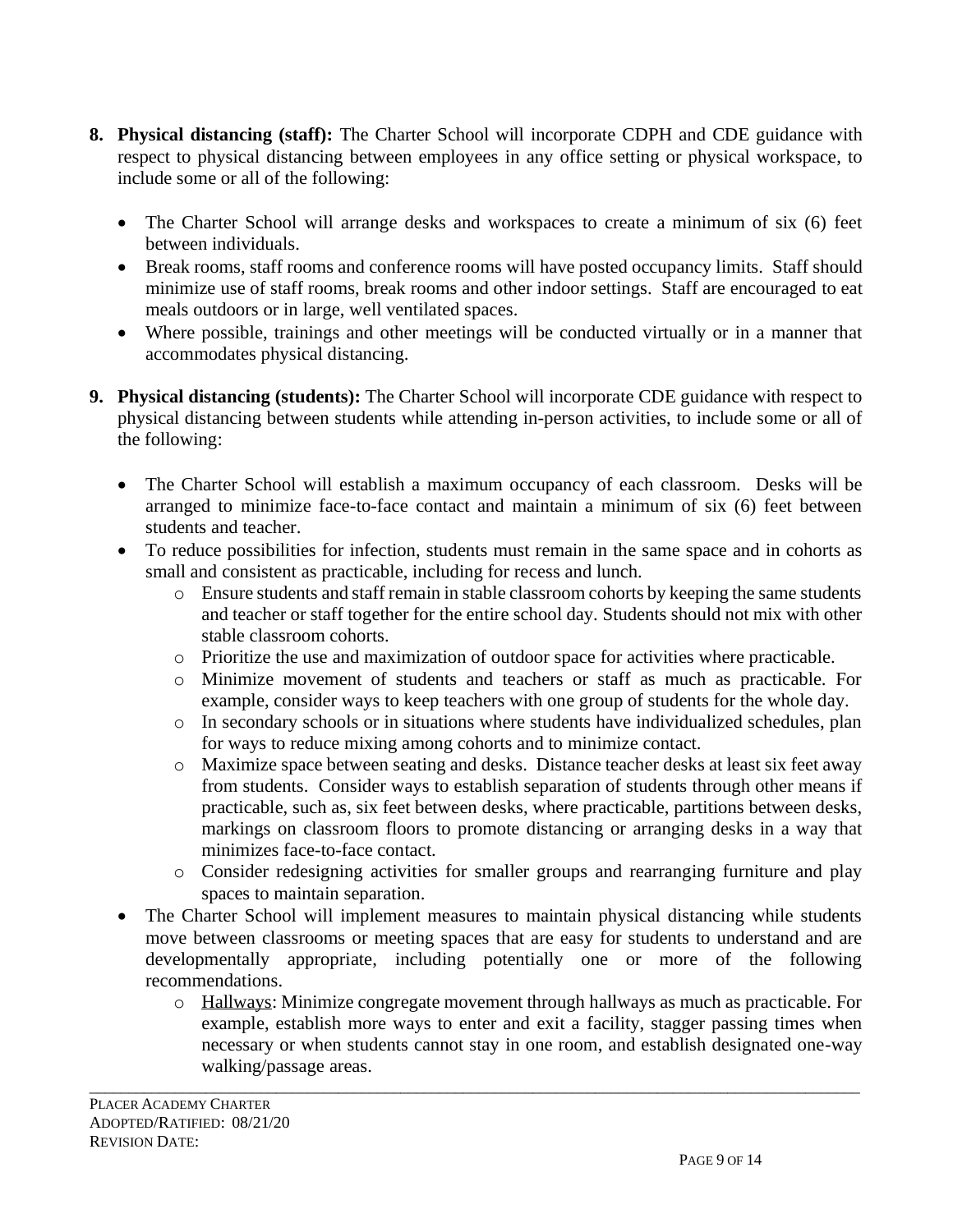8. **Physical distancing (staff):** The Charter School will incorporate CDPH and CDE guidance with respect to physical distancing between employees in any office setting or physical workspace, to include some or all of the following:

    - The Charter School will arrange desks and workspaces to create a minimum of six (6) feet between individuals.
    - Break rooms, staff rooms and conference rooms will have posted occupancy limits. Staff should minimize use of staff rooms, break rooms and other indoor settings. Staff are encouraged to eat meals outdoors or in large, well ventilated spaces.
    - Where possible, trainings and other meetings will be conducted virtually or in a manner that accommodates physical distancing.

9. **Physical distancing (students):** The Charter School will incorporate CDE guidance with respect to physical distancing between students while attending in-person activities, to include some or all of the following:

    - The Charter School will establish a maximum occupancy of each classroom. Desks will be arranged to minimize face-to-face contact and maintain a minimum of six (6) feet between students and teacher.
    - To reduce possibilities for infection, students must remain in the same space and in cohorts as small and consistent as practicable, including for recess and lunch.
        - Ensure students and staff remain in stable classroom cohorts by keeping the same students and teacher or staff together for the entire school day. Students should not mix with other stable classroom cohorts.
        - Prioritize the use and maximization of outdoor space for activities where practicable.
        - Minimize movement of students and teachers or staff as much as practicable. For example, consider ways to keep teachers with one group of students for the whole day.
        - In secondary schools or in situations where students have individualized schedules, plan for ways to reduce mixing among cohorts and to minimize contact.
        - Maximize space between seating and desks. Distance teacher desks at least six feet away from students. Consider ways to establish separation of students through other means if practicable, such as, six feet between desks, where practicable, partitions between desks, markings on classroom floors to promote distancing or arranging desks in a way that minimizes face-to-face contact.
        - Consider redesigning activities for smaller groups and rearranging furniture and play spaces to maintain separation.
    - The Charter School will implement measures to maintain physical distancing while students move between classrooms or meeting spaces that are easy for students to understand and are developmentally appropriate, including potentially one or more of the following recommendations.
        - Hallways: Minimize congregate movement through hallways as much as practicable. For example, establish more ways to enter and exit a facility, stagger passing times when necessary or when students cannot stay in one room, and establish designated one-way walking/passage areas.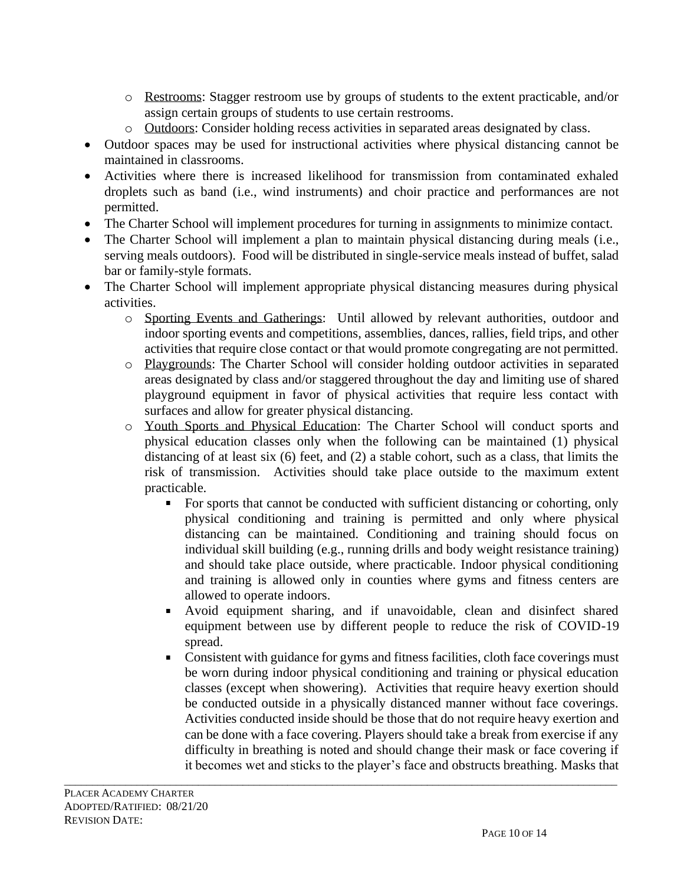- Restrooms: Stagger restroom use by groups of students to the extent practicable, and/or assign certain groups of students to use certain restrooms.
    - Outdoors: Consider holding recess activities in separated areas designated by class.
- Outdoor spaces may be used for instructional activities where physical distancing cannot be maintained in classrooms.
- Activities where there is increased likelihood for transmission from contaminated exhaled droplets such as band (i.e., wind instruments) and choir practice and performances are not permitted.
- The Charter School will implement procedures for turning in assignments to minimize contact.
- The Charter School will implement a plan to maintain physical distancing during meals (i.e., serving meals outdoors). Food will be distributed in single-service meals instead of buffet, salad bar or family-style formats.
- The Charter School will implement appropriate physical distancing measures during physical activities.
    - Sporting Events and Gatherings: Until allowed by relevant authorities, outdoor and indoor sporting events and competitions, assemblies, dances, rallies, field trips, and other activities that require close contact or that would promote congregating are not permitted.
    - Playgrounds: The Charter School will consider holding outdoor activities in separated areas designated by class and/or staggered throughout the day and limiting use of shared playground equipment in favor of physical activities that require less contact with surfaces and allow for greater physical distancing.
    - Youth Sports and Physical Education: The Charter School will conduct sports and physical education classes only when the following can be maintained (1) physical distancing of at least six (6) feet, and (2) a stable cohort, such as a class, that limits the risk of transmission. Activities should take place outside to the maximum extent practicable.
        - For sports that cannot be conducted with sufficient distancing or cohorting, only physical conditioning and training is permitted and only where physical distancing can be maintained. Conditioning and training should focus on individual skill building (e.g., running drills and body weight resistance training) and should take place outside, where practicable. Indoor physical conditioning and training is allowed only in counties where gyms and fitness centers are allowed to operate indoors.
        - Avoid equipment sharing, and if unavoidable, clean and disinfect shared equipment between use by different people to reduce the risk of COVID-19 spread.
        - Consistent with guidance for gyms and fitness facilities, cloth face coverings must be worn during indoor physical conditioning and training or physical education classes (except when showering). Activities that require heavy exertion should be conducted outside in a physically distanced manner without face coverings. Activities conducted inside should be those that do not require heavy exertion and can be done with a face covering. Players should take a break from exercise if any difficulty in breathing is noted and should change their mask or face covering if it becomes wet and sticks to the player's face and obstructs breathing. Masks that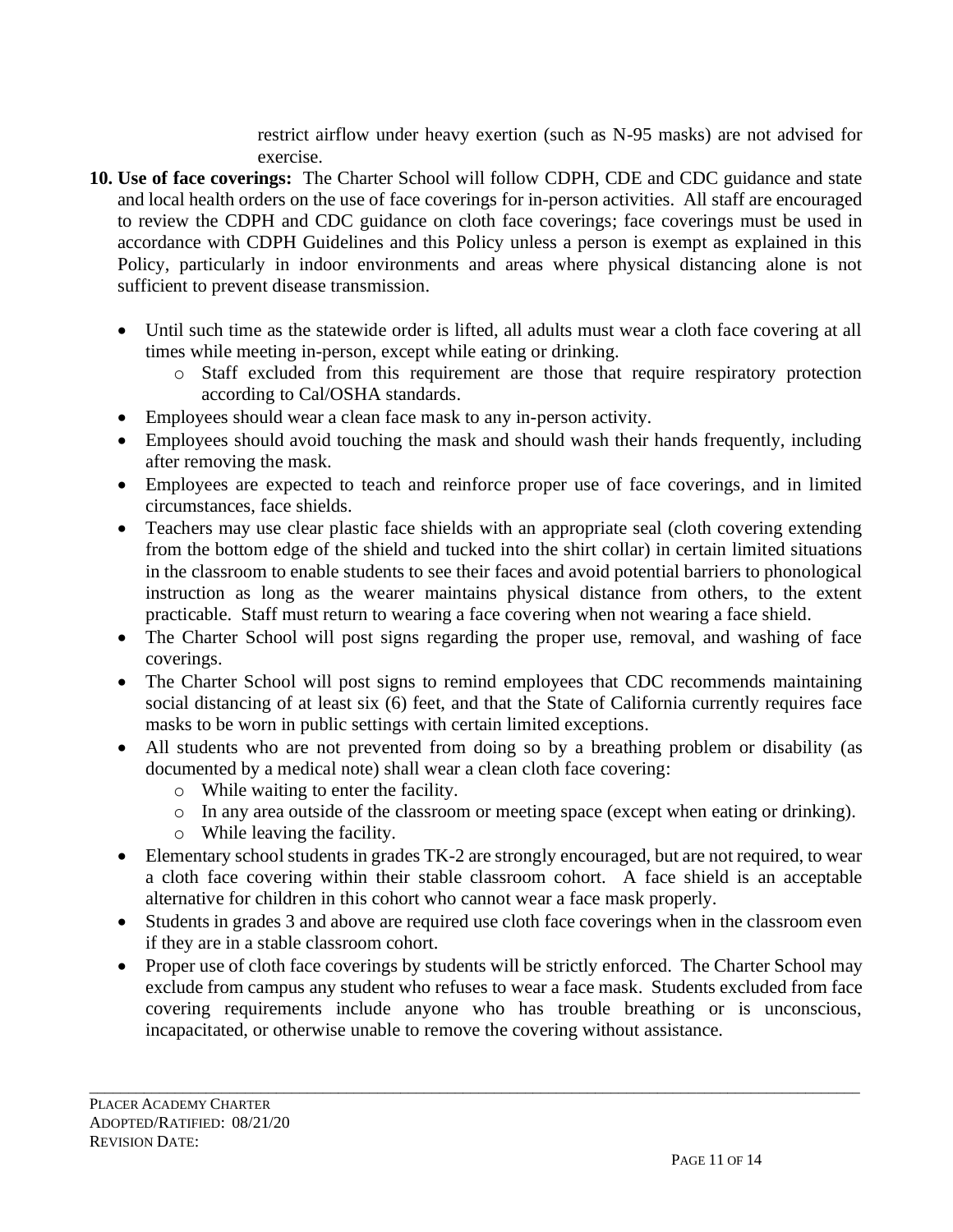restrict airflow under heavy exertion (such as N-95 masks) are not advised for exercise.

10. **Use of face coverings:** The Charter School will follow CDPH, CDE and CDC guidance and state and local health orders on the use of face coverings for in-person activities. All staff are encouraged to review the CDPH and CDC guidance on cloth face coverings; face coverings must be used in accordance with CDPH Guidelines and this Policy unless a person is exempt as explained in this Policy, particularly in indoor environments and areas where physical distancing alone is not sufficient to prevent disease transmission.

    - Until such time as the statewide order is lifted, all adults must wear a cloth face covering at all times while meeting in-person, except while eating or drinking.
        - Staff excluded from this requirement are those that require respiratory protection according to Cal/OSHA standards.
    - Employees should wear a clean face mask to any in-person activity.
    - Employees should avoid touching the mask and should wash their hands frequently, including after removing the mask.
    - Employees are expected to teach and reinforce proper use of face coverings, and in limited circumstances, face shields.
    - Teachers may use clear plastic face shields with an appropriate seal (cloth covering extending from the bottom edge of the shield and tucked into the shirt collar) in certain limited situations in the classroom to enable students to see their faces and avoid potential barriers to phonological instruction as long as the wearer maintains physical distance from others, to the extent practicable. Staff must return to wearing a face covering when not wearing a face shield.
    - The Charter School will post signs regarding the proper use, removal, and washing of face coverings.
    - The Charter School will post signs to remind employees that CDC recommends maintaining social distancing of at least six (6) feet, and that the State of California currently requires face masks to be worn in public settings with certain limited exceptions.
    - All students who are not prevented from doing so by a breathing problem or disability (as documented by a medical note) shall wear a clean cloth face covering:
        - While waiting to enter the facility.
        - In any area outside of the classroom or meeting space (except when eating or drinking).
        - While leaving the facility.
    - Elementary school students in grades TK-2 are strongly encouraged, but are not required, to wear a cloth face covering within their stable classroom cohort. A face shield is an acceptable alternative for children in this cohort who cannot wear a face mask properly.
    - Students in grades 3 and above are required use cloth face coverings when in the classroom even if they are in a stable classroom cohort.
    - Proper use of cloth face coverings by students will be strictly enforced. The Charter School may exclude from campus any student who refuses to wear a face mask. Students excluded from face covering requirements include anyone who has trouble breathing or is unconscious, incapacitated, or otherwise unable to remove the covering without assistance.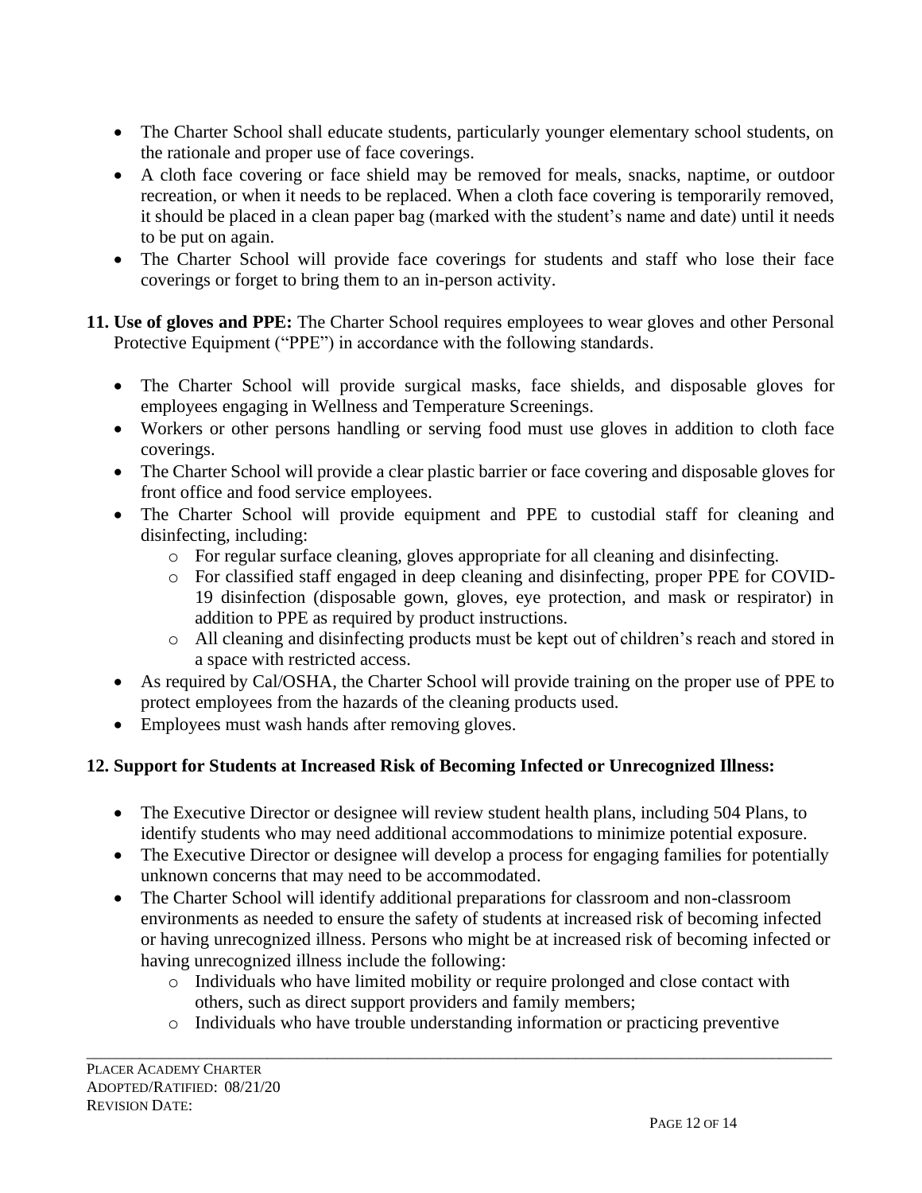- The Charter School shall educate students, particularly younger elementary school students, on the rationale and proper use of face coverings.
- A cloth face covering or face shield may be removed for meals, snacks, naptime, or outdoor recreation, or when it needs to be replaced. When a cloth face covering is temporarily removed, it should be placed in a clean paper bag (marked with the student's name and date) until it needs to be put on again.
- The Charter School will provide face coverings for students and staff who lose their face coverings or forget to bring them to an in-person activity.

**11. Use of gloves and PPE:** The Charter School requires employees to wear gloves and other Personal Protective Equipment ("PPE") in accordance with the following standards.

- The Charter School will provide surgical masks, face shields, and disposable gloves for employees engaging in Wellness and Temperature Screenings.
- Workers or other persons handling or serving food must use gloves in addition to cloth face coverings.
- The Charter School will provide a clear plastic barrier or face covering and disposable gloves for front office and food service employees.
- The Charter School will provide equipment and PPE to custodial staff for cleaning and disinfecting, including:
  - For regular surface cleaning, gloves appropriate for all cleaning and disinfecting.
  - For classified staff engaged in deep cleaning and disinfecting, proper PPE for COVID-19 disinfection (disposable gown, gloves, eye protection, and mask or respirator) in addition to PPE as required by product instructions.
  - All cleaning and disinfecting products must be kept out of children's reach and stored in a space with restricted access.
- As required by Cal/OSHA, the Charter School will provide training on the proper use of PPE to protect employees from the hazards of the cleaning products used.
- Employees must wash hands after removing gloves.

**12. Support for Students at Increased Risk of Becoming Infected or Unrecognized Illness:**

- The Executive Director or designee will review student health plans, including 504 Plans, to identify students who may need additional accommodations to minimize potential exposure.
- The Executive Director or designee will develop a process for engaging families for potentially unknown concerns that may need to be accommodated.
- The Charter School will identify additional preparations for classroom and non-classroom environments as needed to ensure the safety of students at increased risk of becoming infected or having unrecognized illness. Persons who might be at increased risk of becoming infected or having unrecognized illness include the following:
  - Individuals who have limited mobility or require prolonged and close contact with others, such as direct support providers and family members;
  - Individuals who have trouble understanding information or practicing preventive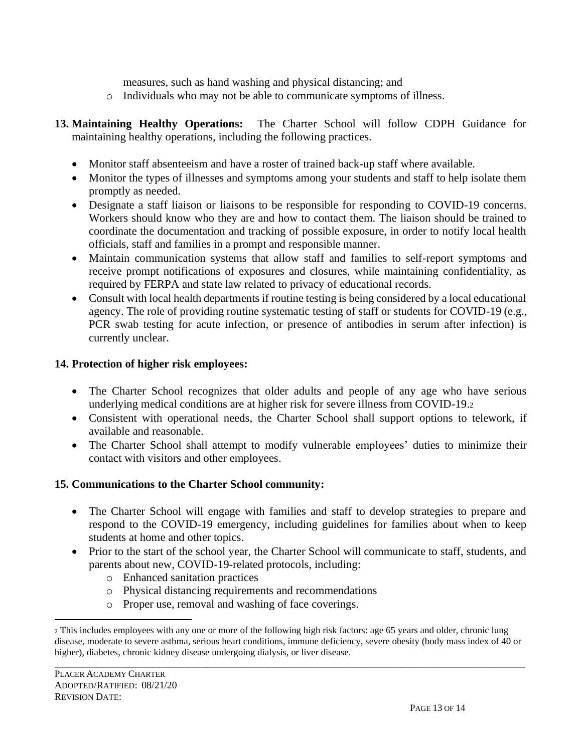measures, such as hand washing and physical distancing; and
    - Individuals who may not be able to communicate symptoms of illness.

**13. Maintaining Healthy Operations:** The Charter School will follow CDPH Guidance for maintaining healthy operations, including the following practices.

- Monitor staff absenteeism and have a roster of trained back-up staff where available.
- Monitor the types of illnesses and symptoms among your students and staff to help isolate them promptly as needed.
- Designate a staff liaison or liaisons to be responsible for responding to COVID-19 concerns. Workers should know who they are and how to contact them. The liaison should be trained to coordinate the documentation and tracking of possible exposure, in order to notify local health officials, staff and families in a prompt and responsible manner.
- Maintain communication systems that allow staff and families to self-report symptoms and receive prompt notifications of exposures and closures, while maintaining confidentiality, as required by FERPA and state law related to privacy of educational records.
- Consult with local health departments if routine testing is being considered by a local educational agency. The role of providing routine systematic testing of staff or students for COVID-19 (e.g., PCR swab testing for acute infection, or presence of antibodies in serum after infection) is currently unclear.

**14. Protection of higher risk employees:**

- The Charter School recognizes that older adults and people of any age who have serious underlying medical conditions are at higher risk for severe illness from COVID-19.[2]
- Consistent with operational needs, the Charter School shall support options to telework, if available and reasonable.
- The Charter School shall attempt to modify vulnerable employees' duties to minimize their contact with visitors and other employees.

**15. Communications to the Charter School community:**

- The Charter School will engage with families and staff to develop strategies to prepare and respond to the COVID-19 emergency, including guidelines for families about when to keep students at home and other topics.
- Prior to the start of the school year, the Charter School will communicate to staff, students, and parents about new, COVID-19-related protocols, including:
    - Enhanced sanitation practices
    - Physical distancing requirements and recommendations
    - Proper use, removal and washing of face coverings.

---

[2] This includes employees with any one or more of the following high risk factors: age 65 years and older, chronic lung disease, moderate to severe asthma, serious heart conditions, immune deficiency, severe obesity (body mass index of 40 or higher), diabetes, chronic kidney disease undergoing dialysis, or liver disease.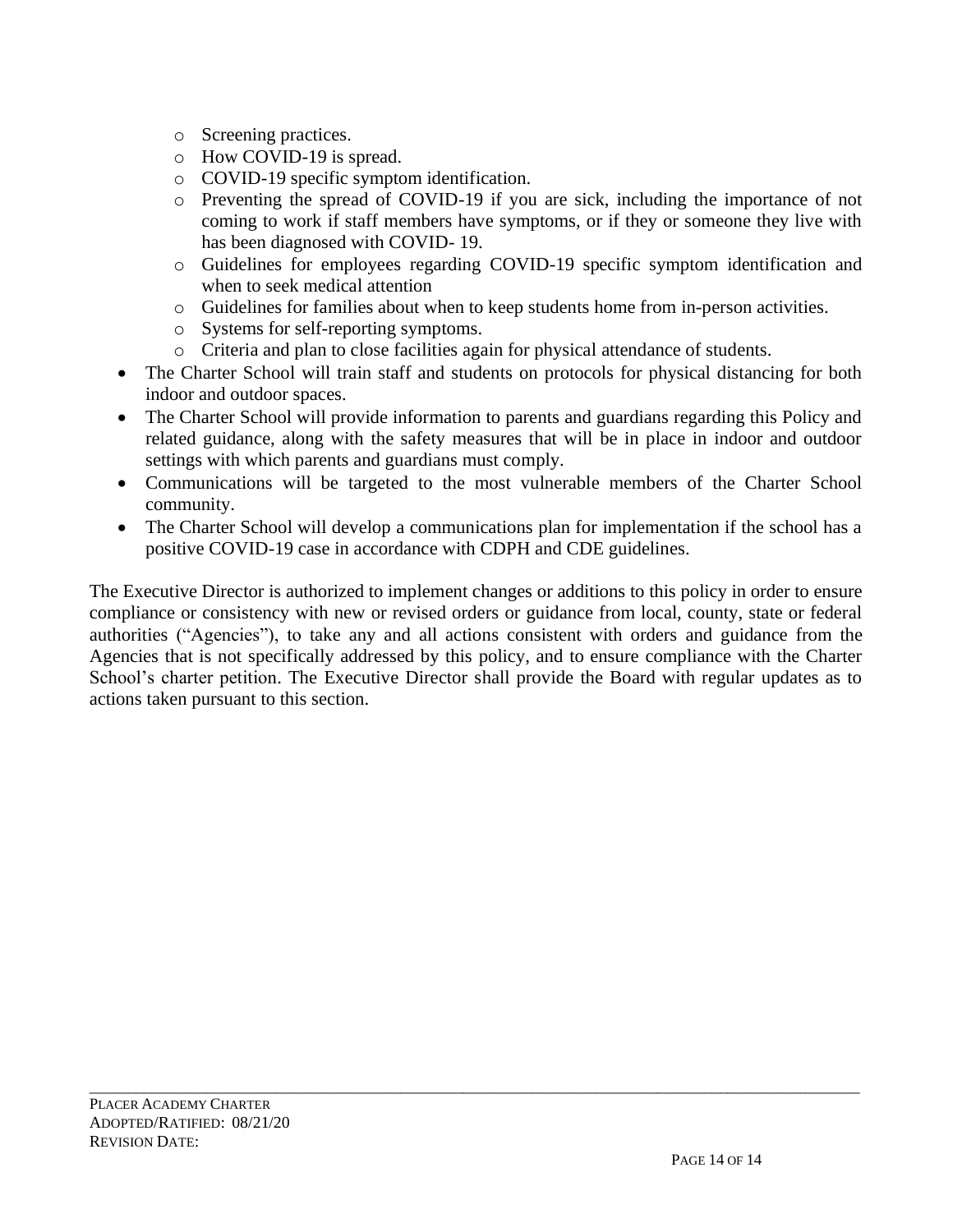- Screening practices.
    - How COVID-19 is spread.
    - COVID-19 specific symptom identification.
    - Preventing the spread of COVID-19 if you are sick, including the importance of not coming to work if staff members have symptoms, or if they or someone they live with has been diagnosed with COVID- 19.
    - Guidelines for employees regarding COVID-19 specific symptom identification and when to seek medical attention
    - Guidelines for families about when to keep students home from in-person activities.
    - Systems for self-reporting symptoms.
    - Criteria and plan to close facilities again for physical attendance of students.
- The Charter School will train staff and students on protocols for physical distancing for both indoor and outdoor spaces.
- The Charter School will provide information to parents and guardians regarding this Policy and related guidance, along with the safety measures that will be in place in indoor and outdoor settings with which parents and guardians must comply.
- Communications will be targeted to the most vulnerable members of the Charter School community.
- The Charter School will develop a communications plan for implementation if the school has a positive COVID-19 case in accordance with CDPH and CDE guidelines.

The Executive Director is authorized to implement changes or additions to this policy in order to ensure compliance or consistency with new or revised orders or guidance from local, county, state or federal authorities ("Agencies"), to take any and all actions consistent with orders and guidance from the Agencies that is not specifically addressed by this policy, and to ensure compliance with the Charter School's charter petition. The Executive Director shall provide the Board with regular updates as to actions taken pursuant to this section.